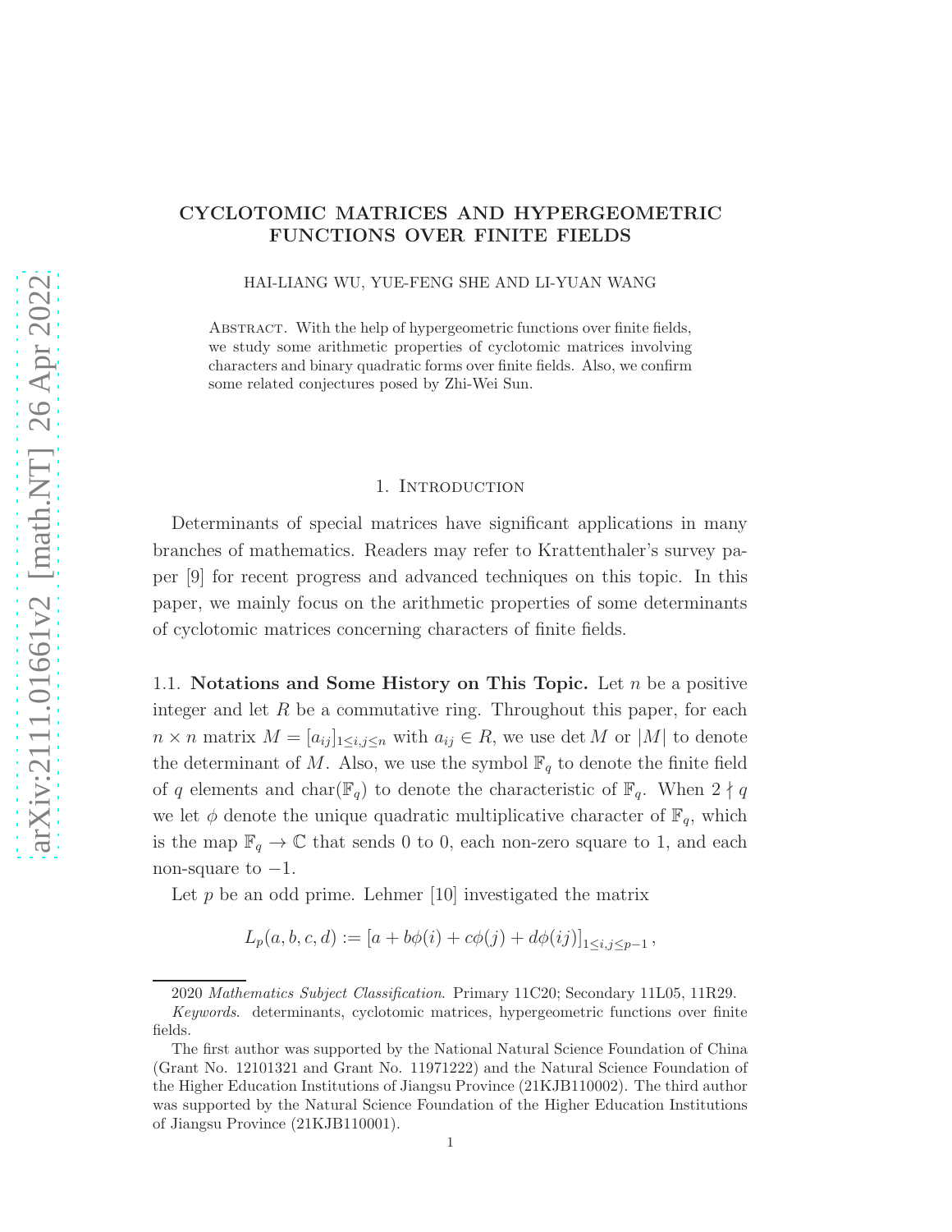# CYCLOTOMIC MATRICES AND HYPERGEOMETRIC FUNCTIONS OVER FINITE FIELDS

HAI-LIANG WU, YUE-FENG SHE AND LI-YUAN WANG

Abstract. With the help of hypergeometric functions over finite fields, we study some arithmetic properties of cyclotomic matrices involving characters and binary quadratic forms over finite fields. Also, we confirm some related conjectures posed by Zhi-Wei Sun.

## 1. Introduction

Determinants of special matrices have significant applications in many branches of mathematics. Readers may refer to Krattenthaler's survey paper [9] for recent progress and advanced techniques on this topic. In this paper, we mainly focus on the arithmetic properties of some determinants of cyclotomic matrices concerning characters of finite fields.

1.1. **Notations and Some History on This Topic.** Let $n$ be a positive integer and let $R$ be a commutative ring. Throughout this paper, for each $n \times n$ matrix $M = [a_{ij}]_{1\le i,j\le n}$ with $a_{ij} \in R$, we use $\det M$ or $|M|$ to denote the determinant of $M$. Also, we use the symbol $\mathbb{F}_q$ to denote the finite field of $q$ elements and $\mathrm{char}(\mathbb{F}_q)$ to denote the characteristic of $\mathbb{F}_q$. When $2 \nmid q$ we let $\phi$ denote the unique quadratic multiplicative character of $\mathbb{F}_q$, which is the map $\mathbb{F}_q \to \mathbb{C}$ that sends 0 to 0, each non-zero square to 1, and each non-square to $-1$.

Let $p$ be an odd prime. Lehmer [10] investigated the matrix

$$L_p(a, b, c, d) := [a + b\phi(i) + c\phi(j) + d\phi(ij)]_{1\le i,j\le p-1},$$

---

2020 *Mathematics Subject Classification*. Primary 11C20; Secondary 11L05, 11R29.

*Keywords*. determinants, cyclotomic matrices, hypergeometric functions over finite fields.

The first author was supported by the National Natural Science Foundation of China (Grant No. 12101321 and Grant No. 11971222) and the Natural Science Foundation of the Higher Education Institutions of Jiangsu Province (21KJB110002). The third author was supported by the Natural Science Foundation of the Higher Education Institutions of Jiangsu Province (21KJB110001).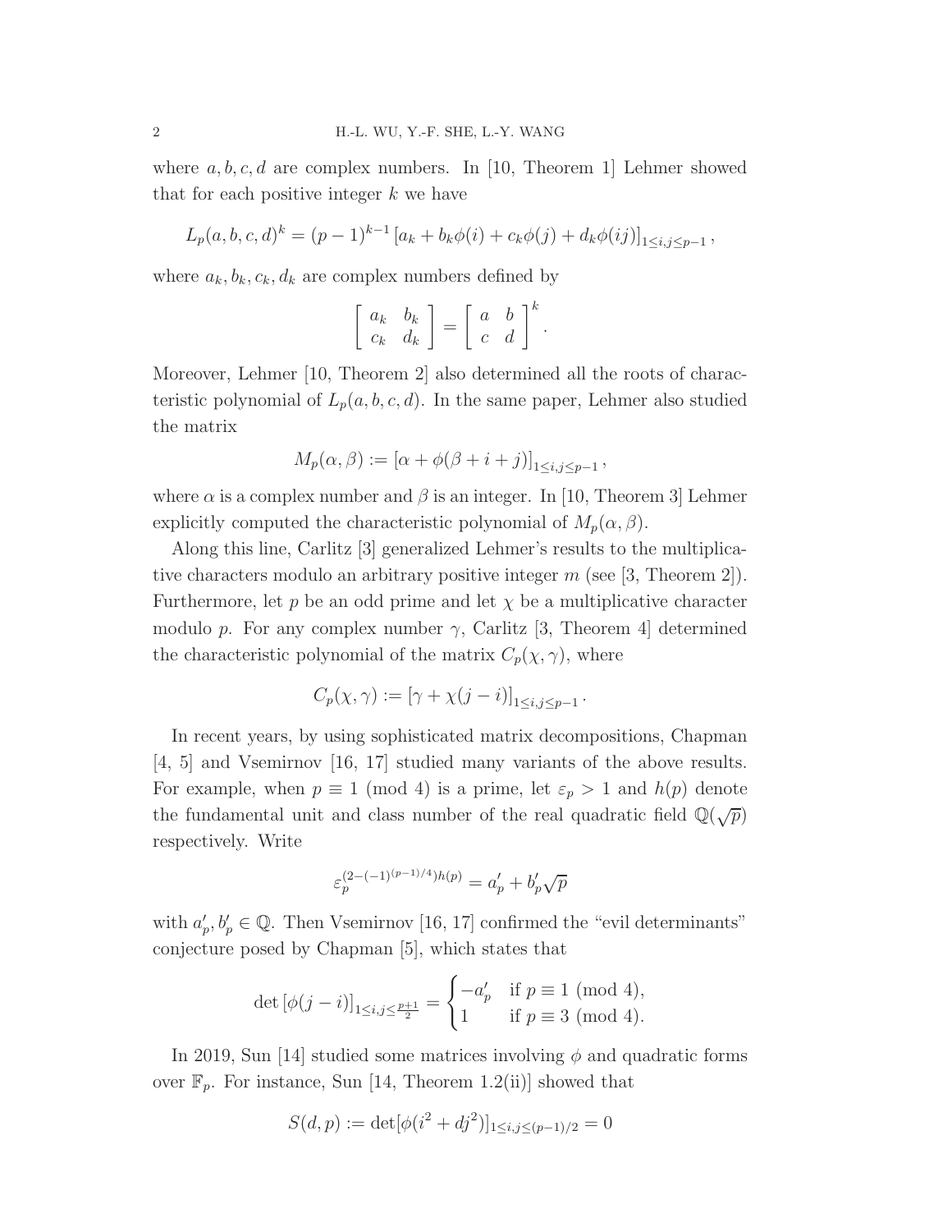where $a, b, c, d$ are complex numbers. In [10, Theorem 1] Lehmer showed that for each positive integer $k$ we have

$$L_p(a,b,c,d)^k = (p-1)^{k-1}\left[a_k + b_k\phi(i) + c_k\phi(j) + d_k\phi(ij)\right]_{1\le i,j\le p-1},$$

where $a_k, b_k, c_k, d_k$ are complex numbers defined by

$$\begin{bmatrix} a_k & b_k \\ c_k & d_k \end{bmatrix} = \begin{bmatrix} a & b \\ c & d \end{bmatrix}^k.$$

Moreover, Lehmer [10, Theorem 2] also determined all the roots of characteristic polynomial of $L_p(a,b,c,d)$. In the same paper, Lehmer also studied the matrix

$$M_p(\alpha,\beta) := \left[\alpha + \phi(\beta + i + j)\right]_{1\le i,j\le p-1},$$

where $\alpha$ is a complex number and $\beta$ is an integer. In [10, Theorem 3] Lehmer explicitly computed the characteristic polynomial of $M_p(\alpha,\beta)$.

Along this line, Carlitz [3] generalized Lehmer's results to the multiplicative characters modulo an arbitrary positive integer $m$ (see [3, Theorem 2]). Furthermore, let $p$ be an odd prime and let $\chi$ be a multiplicative character modulo $p$. For any complex number $\gamma$, Carlitz [3, Theorem 4] determined the characteristic polynomial of the matrix $C_p(\chi,\gamma)$, where

$$C_p(\chi,\gamma) := \left[\gamma + \chi(j-i)\right]_{1\le i,j\le p-1}.$$

In recent years, by using sophisticated matrix decompositions, Chapman [4, 5] and Vsemirnov [16, 17] studied many variants of the above results. For example, when $p \equiv 1 \pmod 4$ is a prime, let $\varepsilon_p > 1$ and $h(p)$ denote the fundamental unit and class number of the real quadratic field $\mathbb{Q}(\sqrt{p})$ respectively. Write

$$\varepsilon_p^{(2-(-1)^{(p-1)/4})h(p)} = a'_p + b'_p\sqrt{p}$$

with $a'_p, b'_p \in \mathbb{Q}$. Then Vsemirnov [16, 17] confirmed the "evil determinants" conjecture posed by Chapman [5], which states that

$$\det\left[\phi(j-i)\right]_{1\le i,j\le \frac{p+1}{2}} = \begin{cases} -a'_p & \text{if } p \equiv 1 \pmod 4, \\ 1 & \text{if } p \equiv 3 \pmod 4. \end{cases}$$

In 2019, Sun [14] studied some matrices involving $\phi$ and quadratic forms over $\mathbb{F}_p$. For instance, Sun [14, Theorem 1.2(ii)] showed that

$$S(d,p) := \det[\phi(i^2 + dj^2)]_{1\le i,j\le (p-1)/2} = 0$$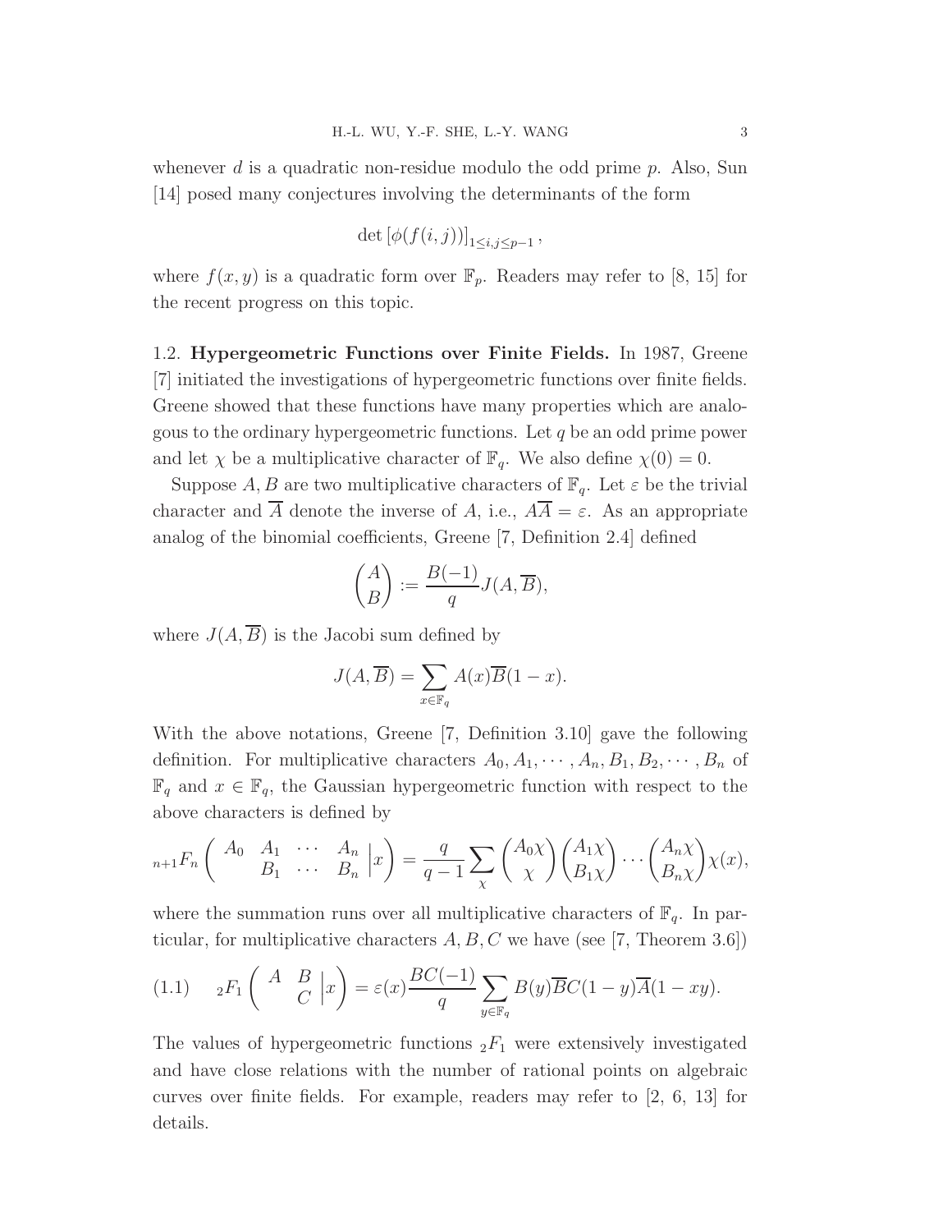whenever $d$ is a quadratic non-residue modulo the odd prime $p$. Also, Sun [14] posed many conjectures involving the determinants of the form

$$\det\left[\phi(f(i,j))\right]_{1\le i,j\le p-1},$$

where $f(x,y)$ is a quadratic form over $\mathbb{F}_p$. Readers may refer to [8, 15] for the recent progress on this topic.

1.2. **Hypergeometric Functions over Finite Fields.** In 1987, Greene [7] initiated the investigations of hypergeometric functions over finite fields. Greene showed that these functions have many properties which are analogous to the ordinary hypergeometric functions. Let $q$ be an odd prime power and let $\chi$ be a multiplicative character of $\mathbb{F}_q$. We also define $\chi(0)=0$.

Suppose $A,B$ are two multiplicative characters of $\mathbb{F}_q$. Let $\varepsilon$ be the trivial character and $\overline{A}$ denote the inverse of $A$, i.e., $A\overline{A}=\varepsilon$. As an appropriate analog of the binomial coefficients, Greene [7, Definition 2.4] defined

$$\binom{A}{B} := \frac{B(-1)}{q}J(A,\overline{B}),$$

where $J(A,\overline{B})$ is the Jacobi sum defined by

$$J(A,\overline{B})=\sum_{x\in\mathbb{F}_q}A(x)\overline{B}(1-x).$$

With the above notations, Greene [7, Definition 3.10] gave the following definition. For multiplicative characters $A_0,A_1,\cdots,A_n,B_1,B_2,\cdots,B_n$ of $\mathbb{F}_q$ and $x\in\mathbb{F}_q$, the Gaussian hypergeometric function with respect to the above characters is defined by

$${}_{n+1}F_n\left(\begin{array}{cccc} A_0 & A_1 & \cdots & A_n \\ & B_1 & \cdots & B_n \end{array}\Big| x\right)=\frac{q}{q-1}\sum_{\chi}\binom{A_0\chi}{\chi}\binom{A_1\chi}{B_1\chi}\cdots\binom{A_n\chi}{B_n\chi}\chi(x),$$

where the summation runs over all multiplicative characters of $\mathbb{F}_q$. In particular, for multiplicative characters $A,B,C$ we have (see [7, Theorem 3.6])

$$(1.1)\qquad {}_2F_1\left(\begin{array}{cc} A & B \\ & C \end{array}\Big| x\right)=\varepsilon(x)\frac{BC(-1)}{q}\sum_{y\in\mathbb{F}_q}B(y)\overline{B}C(1-y)\overline{A}(1-xy).$$

The values of hypergeometric functions ${}_2F_1$ were extensively investigated and have close relations with the number of rational points on algebraic curves over finite fields. For example, readers may refer to [2, 6, 13] for details.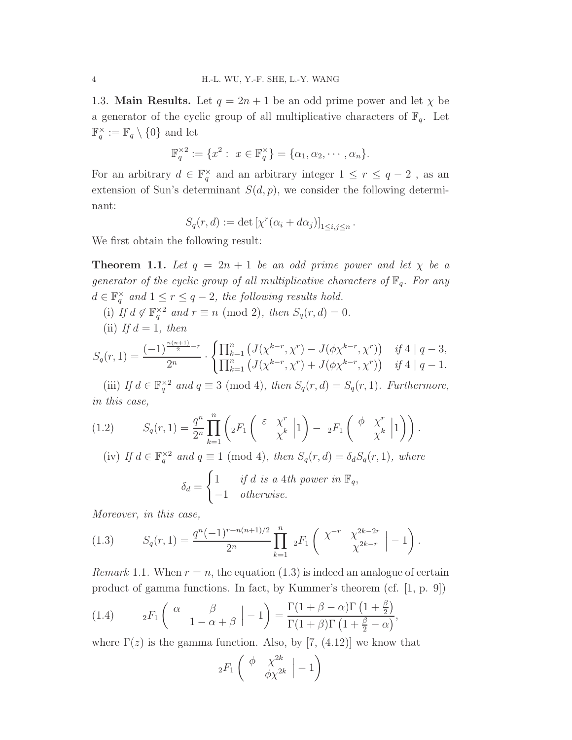1.3. **Main Results.** Let $q = 2n+1$ be an odd prime power and let $\chi$ be a generator of the cyclic group of all multiplicative characters of $\mathbb{F}_q$. Let $\mathbb{F}_q^\times := \mathbb{F}_q \setminus \{0\}$ and let

$$\mathbb{F}_q^{\times 2} := \{x^2 : x \in \mathbb{F}_q^\times\} = \{\alpha_1, \alpha_2, \cdots, \alpha_n\}.$$

For an arbitrary $d \in \mathbb{F}_q^\times$ and an arbitrary integer $1 \le r \le q-2$ , as an extension of Sun's determinant $S(d,p)$, we consider the following determinant:

$$S_q(r,d) := \det\left[\chi^r(\alpha_i + d\alpha_j)\right]_{1\le i,j\le n}.$$

We first obtain the following result:

**Theorem 1.1.** *Let $q = 2n+1$ be an odd prime power and let $\chi$ be a generator of the cyclic group of all multiplicative characters of $\mathbb{F}_q$. For any $d \in \mathbb{F}_q^\times$ and $1 \le r \le q-2$, the following results hold.*

(i) *If $d \notin \mathbb{F}_q^{\times 2}$ and $r \equiv n \pmod 2$, then $S_q(r,d) = 0$.*

(ii) *If $d = 1$, then*

$$S_q(r,1) = \frac{(-1)^{\frac{n(n+1)}{2}-r}}{2^n} \cdot \begin{cases} \prod_{k=1}^n \left(J(\chi^{k-r},\chi^r) - J(\phi\chi^{k-r},\chi^r)\right) & \text{if } 4 \mid q-3, \\ \prod_{k=1}^n \left(J(\chi^{k-r},\chi^r) + J(\phi\chi^{k-r},\chi^r)\right) & \text{if } 4 \mid q-1. \end{cases}$$

(iii) *If $d \in \mathbb{F}_q^{\times 2}$ and $q \equiv 3 \pmod 4$, then $S_q(r,d) = S_q(r,1)$. Furthermore, in this case,*

$$S_q(r,1) = \frac{q^n}{2^n}\prod_{k=1}^n \left( {}_2F_1\left( \begin{matrix} \varepsilon & \chi^r \\ & \chi^k \end{matrix} \Big| 1 \right) - {}_2F_1\left( \begin{matrix} \phi & \chi^r \\ & \chi^k \end{matrix} \Big| 1 \right) \right). \tag{1.2}$$

(iv) *If $d \in \mathbb{F}_q^{\times 2}$ and $q \equiv 1 \pmod 4$, then $S_q(r,d) = \delta_d S_q(r,1)$, where*

$$\delta_d = \begin{cases} 1 & \text{if } d \text{ is a 4th power in } \mathbb{F}_q, \\ -1 & \text{otherwise.} \end{cases}$$

*Moreover, in this case,*

$$S_q(r,1) = \frac{q^n(-1)^{r+n(n+1)/2}}{2^n}\prod_{k=1}^n {}_2F_1\left( \begin{matrix} \chi^{-r} & \chi^{2k-2r} \\ & \chi^{2k-r} \end{matrix} \Big| -1 \right). \tag{1.3}$$

*Remark* 1.1. When $r = n$, the equation (1.3) is indeed an analogue of certain product of gamma functions. In fact, by Kummer's theorem (cf. [1, p. 9])

$${}_2F_1\left( \begin{matrix} \alpha & \beta \\ & 1-\alpha+\beta \end{matrix} \Big| -1 \right) = \frac{\Gamma(1+\beta-\alpha)\Gamma\left(1+\frac{\beta}{2}\right)}{\Gamma(1+\beta)\Gamma\left(1+\frac{\beta}{2}-\alpha\right)}, \tag{1.4}$$

where $\Gamma(z)$ is the gamma function. Also, by [7, (4.12)] we know that

$${}_2F_1\left( \begin{matrix} \phi & \chi^{2k} \\ & \phi\chi^{2k} \end{matrix} \Big| -1 \right)$$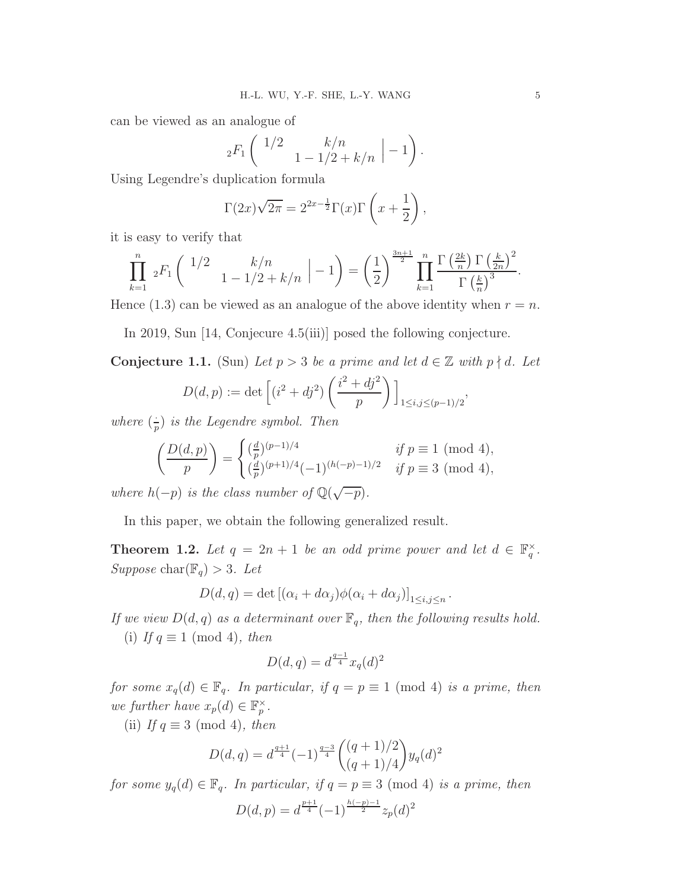can be viewed as an analogue of

$$
{}_2F_1\left(\begin{matrix} 1/2 & k/n \\ & 1-1/2+k/n \end{matrix} \Big| -1\right).
$$

Using Legendre's duplication formula

$$
\Gamma(2x)\sqrt{2\pi} = 2^{2x-\frac{1}{2}}\Gamma(x)\Gamma\left(x+\frac{1}{2}\right),
$$

it is easy to verify that

$$
\prod_{k=1}^{n} {}_2F_1\left(\begin{matrix} 1/2 & k/n \\ & 1-1/2+k/n \end{matrix} \Big| -1\right) = \left(\frac{1}{2}\right)^{\frac{3n+1}{2}} \prod_{k=1}^{n} \frac{\Gamma\left(\frac{2k}{n}\right)\Gamma\left(\frac{k}{2n}\right)^2}{\Gamma\left(\frac{k}{n}\right)^3}.
$$

Hence (1.3) can be viewed as an analogue of the above identity when $r = n$.

In 2019, Sun [14, Conjecure 4.5(iii)] posed the following conjecture.

**Conjecture 1.1.** (Sun) *Let $p > 3$ be a prime and let $d \in \mathbb{Z}$ with $p \nmid d$. Let*

$$
D(d,p) := \det\left[(i^2+dj^2)\left(\frac{i^2+dj^2}{p}\right)\right]_{1\le i,j\le (p-1)/2},
$$

*where $(\frac{\cdot}{p})$ is the Legendre symbol. Then*

$$
\left(\frac{D(d,p)}{p}\right) = \begin{cases} (\frac{d}{p})^{(p-1)/4} & \text{if } p \equiv 1 \pmod 4, \\ (\frac{d}{p})^{(p+1)/4}(-1)^{(h(-p)-1)/2} & \text{if } p \equiv 3 \pmod 4, \end{cases}
$$

*where $h(-p)$ is the class number of $\mathbb{Q}(\sqrt{-p})$.*

In this paper, we obtain the following generalized result.

**Theorem 1.2.** *Let $q = 2n+1$ be an odd prime power and let $d \in \mathbb{F}_q^\times$. Suppose $\mathrm{char}(\mathbb{F}_q) > 3$. Let*

$$
D(d,q) = \det\left[(\alpha_i + d\alpha_j)\phi(\alpha_i + d\alpha_j)\right]_{1\le i,j\le n}.
$$

*If we view $D(d,q)$ as a determinant over $\mathbb{F}_q$, then the following results hold.*

(i) *If $q \equiv 1 \pmod 4$, then*

$$
D(d,q) = d^{\frac{q-1}{4}} x_q(d)^2
$$

*for some $x_q(d) \in \mathbb{F}_q$. In particular, if $q = p \equiv 1 \pmod 4$ is a prime, then we further have $x_p(d) \in \mathbb{F}_p^\times$.*

(ii) *If $q \equiv 3 \pmod 4$, then*

$$
D(d,q) = d^{\frac{q+1}{4}} (-1)^{\frac{q-3}{4}} \binom{(q+1)/2}{(q+1)/4} y_q(d)^2
$$

*for some $y_q(d) \in \mathbb{F}_q$. In particular, if $q = p \equiv 3 \pmod 4$ is a prime, then*

$$
D(d,p) = d^{\frac{p+1}{4}} (-1)^{\frac{h(-p)-1}{2}} z_p(d)^2
$$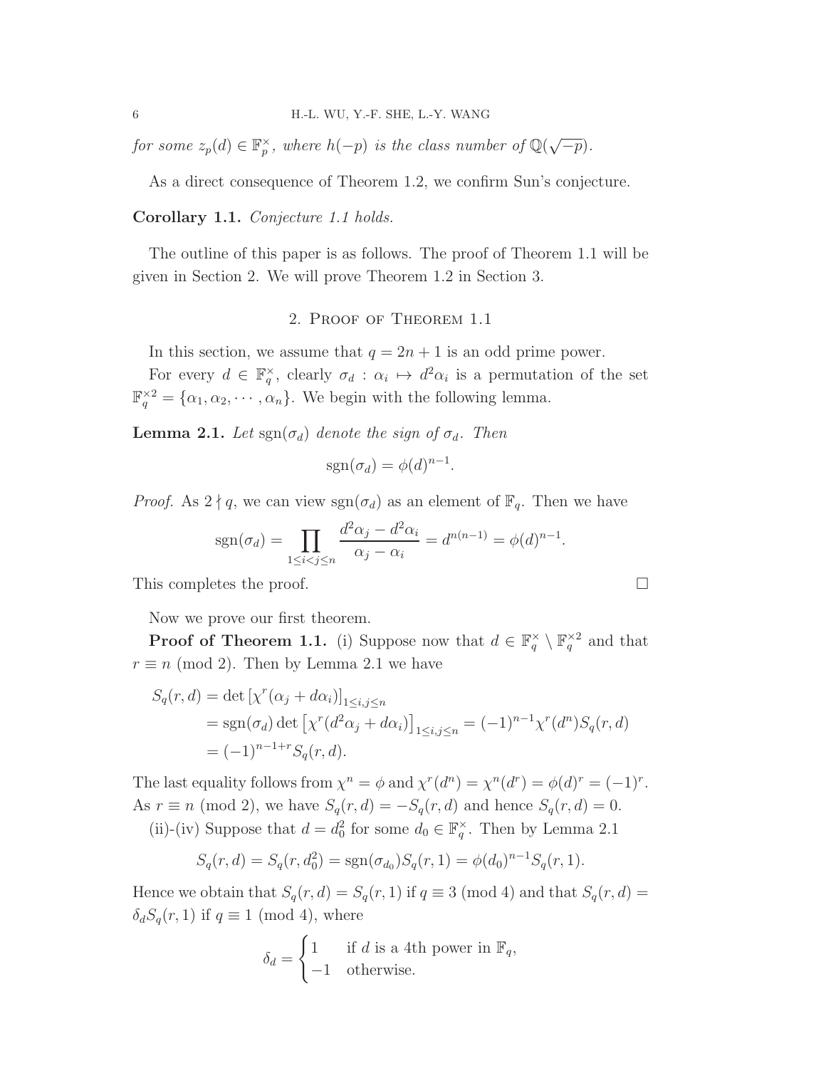*for some $z_p(d) \in \mathbb{F}_p^{\times}$, where $h(-p)$ is the class number of $\mathbb{Q}(\sqrt{-p})$.*

As a direct consequence of Theorem 1.2, we confirm Sun's conjecture.

**Corollary 1.1.** *Conjecture 1.1 holds.*

The outline of this paper is as follows. The proof of Theorem 1.1 will be given in Section 2. We will prove Theorem 1.2 in Section 3.

## 2. Proof of Theorem 1.1

In this section, we assume that $q = 2n+1$ is an odd prime power.

For every $d \in \mathbb{F}_q^{\times}$, clearly $\sigma_d : \alpha_i \mapsto d^2\alpha_i$ is a permutation of the set $\mathbb{F}_q^{\times 2} = \{\alpha_1, \alpha_2, \cdots, \alpha_n\}$. We begin with the following lemma.

**Lemma 2.1.** *Let $\mathrm{sgn}(\sigma_d)$ denote the sign of $\sigma_d$. Then*

$$\mathrm{sgn}(\sigma_d) = \phi(d)^{n-1}.$$

*Proof.* As $2 \nmid q$, we can view $\mathrm{sgn}(\sigma_d)$ as an element of $\mathbb{F}_q$. Then we have

$$\mathrm{sgn}(\sigma_d) = \prod_{1 \le i < j \le n} \frac{d^2\alpha_j - d^2\alpha_i}{\alpha_j - \alpha_i} = d^{n(n-1)} = \phi(d)^{n-1}.$$

This completes the proof. $\square$

Now we prove our first theorem.

**Proof of Theorem 1.1.** (i) Suppose now that $d \in \mathbb{F}_q^{\times} \setminus \mathbb{F}_q^{\times 2}$ and that $r \equiv n \pmod 2$. Then by Lemma 2.1 we have

$$\begin{aligned}
S_q(r,d) &= \det\left[\chi^r(\alpha_j + d\alpha_i)\right]_{1 \le i,j \le n} \\
&= \mathrm{sgn}(\sigma_d)\det\left[\chi^r(d^2\alpha_j + d\alpha_i)\right]_{1 \le i,j \le n} = (-1)^{n-1}\chi^r(d^n)S_q(r,d) \\
&= (-1)^{n-1+r}S_q(r,d).
\end{aligned}$$

The last equality follows from $\chi^n = \phi$ and $\chi^r(d^n) = \chi^n(d^r) = \phi(d)^r = (-1)^r$. As $r \equiv n \pmod 2$, we have $S_q(r,d) = -S_q(r,d)$ and hence $S_q(r,d) = 0$.

(ii)-(iv) Suppose that $d = d_0^2$ for some $d_0 \in \mathbb{F}_q^{\times}$. Then by Lemma 2.1

$$S_q(r,d) = S_q(r,d_0^2) = \mathrm{sgn}(\sigma_{d_0})S_q(r,1) = \phi(d_0)^{n-1}S_q(r,1).$$

Hence we obtain that $S_q(r,d) = S_q(r,1)$ if $q \equiv 3 \pmod 4$ and that $S_q(r,d) = \delta_d S_q(r,1)$ if $q \equiv 1 \pmod 4$, where

$$\delta_d = \begin{cases} 1 & \text{if } d \text{ is a 4th power in } \mathbb{F}_q, \\ -1 & \text{otherwise.} \end{cases}$$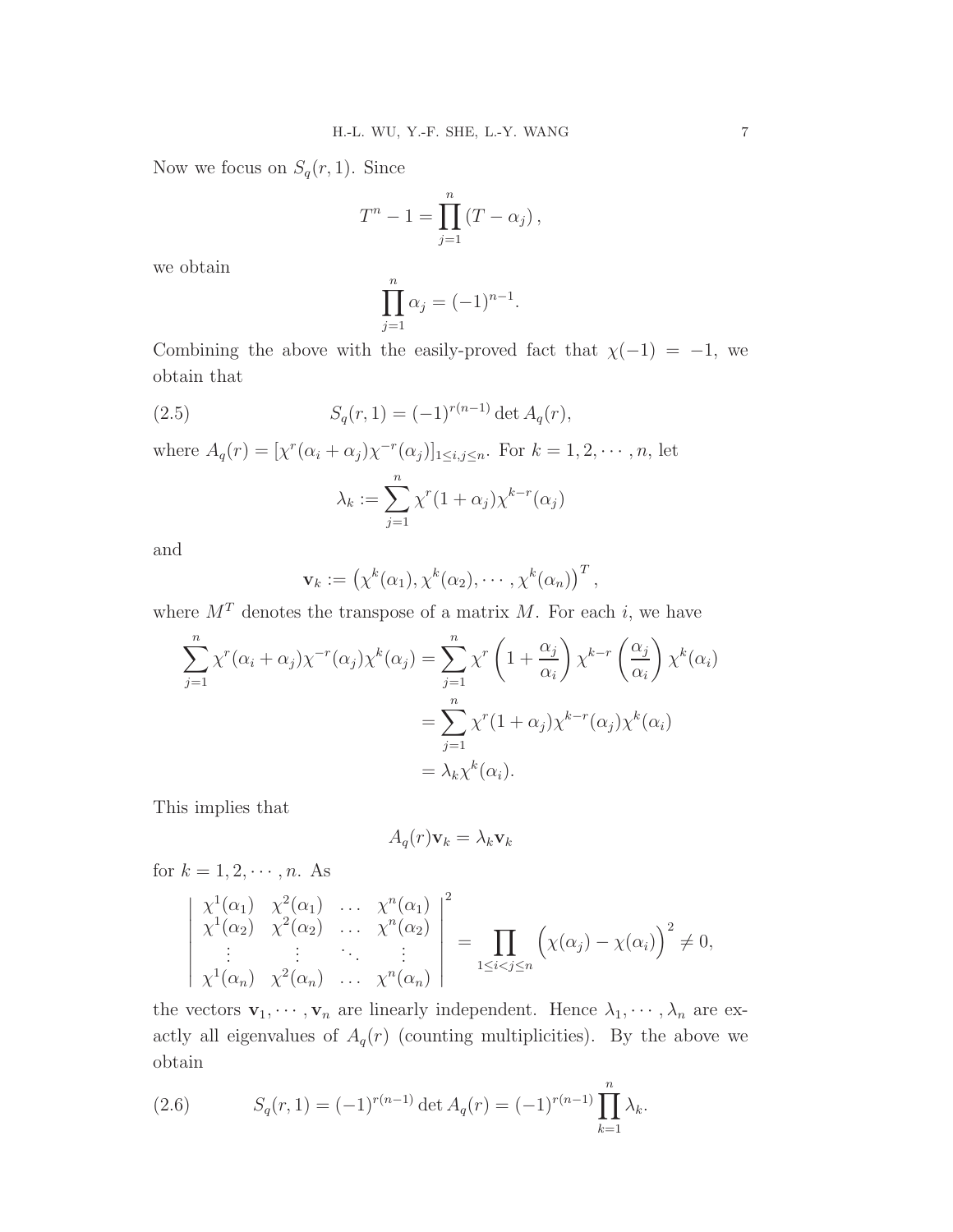Now we focus on $S_q(r,1)$. Since

$$T^n - 1 = \prod_{j=1}^{n} (T - \alpha_j),$$

we obtain

$$\prod_{j=1}^{n} \alpha_j = (-1)^{n-1}.$$

Combining the above with the easily-proved fact that $\chi(-1) = -1$, we obtain that

$$S_q(r,1) = (-1)^{r(n-1)} \det A_q(r), \tag{2.5}$$

where $A_q(r) = [\chi^r(\alpha_i + \alpha_j)\chi^{-r}(\alpha_j)]_{1 \le i,j \le n}$. For $k = 1, 2, \cdots, n$, let

$$\lambda_k := \sum_{j=1}^{n} \chi^r(1 + \alpha_j)\chi^{k-r}(\alpha_j)$$

and

$$\mathbf{v}_k := \left(\chi^k(\alpha_1), \chi^k(\alpha_2), \cdots, \chi^k(\alpha_n)\right)^T,$$

where $M^T$ denotes the transpose of a matrix $M$. For each $i$, we have

$$\begin{aligned}
\sum_{j=1}^{n} \chi^r(\alpha_i + \alpha_j)\chi^{-r}(\alpha_j)\chi^k(\alpha_j) &= \sum_{j=1}^{n} \chi^r\left(1 + \frac{\alpha_j}{\alpha_i}\right)\chi^{k-r}\left(\frac{\alpha_j}{\alpha_i}\right)\chi^k(\alpha_i) \\
&= \sum_{j=1}^{n} \chi^r(1 + \alpha_j)\chi^{k-r}(\alpha_j)\chi^k(\alpha_i) \\
&= \lambda_k \chi^k(\alpha_i).
\end{aligned}$$

This implies that

$$A_q(r)\mathbf{v}_k = \lambda_k \mathbf{v}_k$$

for $k = 1, 2, \cdots, n$. As

$$\begin{vmatrix}
\chi^1(\alpha_1) & \chi^2(\alpha_1) & \dots & \chi^n(\alpha_1) \\
\chi^1(\alpha_2) & \chi^2(\alpha_2) & \dots & \chi^n(\alpha_2) \\
\vdots & \vdots & \ddots & \vdots \\
\chi^1(\alpha_n) & \chi^2(\alpha_n) & \dots & \chi^n(\alpha_n)
\end{vmatrix}^2 = \prod_{1 \le i < j \le n} \Big(\chi(\alpha_j) - \chi(\alpha_i)\Big)^2 \ne 0,$$

the vectors $\mathbf{v}_1, \cdots, \mathbf{v}_n$ are linearly independent. Hence $\lambda_1, \cdots, \lambda_n$ are exactly all eigenvalues of $A_q(r)$ (counting multiplicities). By the above we obtain

$$S_q(r,1) = (-1)^{r(n-1)} \det A_q(r) = (-1)^{r(n-1)} \prod_{k=1}^{n} \lambda_k. \tag{2.6}$$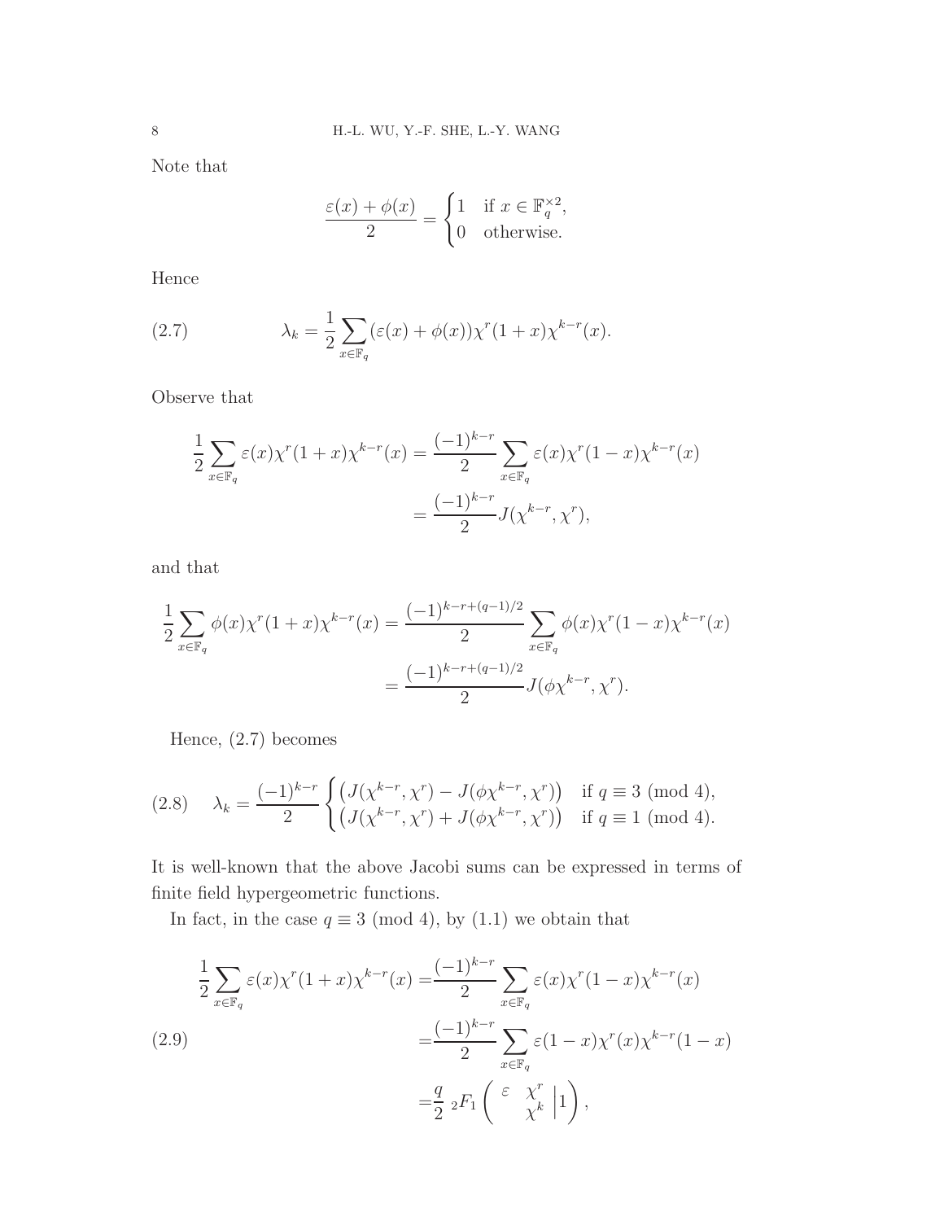Note that

$$\frac{\varepsilon(x)+\phi(x)}{2}=\begin{cases}1 & \text{if } x\in\mathbb{F}_q^{\times 2},\\ 0 & \text{otherwise.}\end{cases}$$

Hence

$$\lambda_k=\frac{1}{2}\sum_{x\in\mathbb{F}_q}(\varepsilon(x)+\phi(x))\chi^r(1+x)\chi^{k-r}(x). \tag{2.7}$$

Observe that

$$\begin{aligned}\frac{1}{2}\sum_{x\in\mathbb{F}_q}\varepsilon(x)\chi^r(1+x)\chi^{k-r}(x)&=\frac{(-1)^{k-r}}{2}\sum_{x\in\mathbb{F}_q}\varepsilon(x)\chi^r(1-x)\chi^{k-r}(x)\\&=\frac{(-1)^{k-r}}{2}J(\chi^{k-r},\chi^r),\end{aligned}$$

and that

$$\begin{aligned}\frac{1}{2}\sum_{x\in\mathbb{F}_q}\phi(x)\chi^r(1+x)\chi^{k-r}(x)&=\frac{(-1)^{k-r+(q-1)/2}}{2}\sum_{x\in\mathbb{F}_q}\phi(x)\chi^r(1-x)\chi^{k-r}(x)\\&=\frac{(-1)^{k-r+(q-1)/2}}{2}J(\phi\chi^{k-r},\chi^r).\end{aligned}$$

Hence, (2.7) becomes

$$\lambda_k=\frac{(-1)^{k-r}}{2}\begin{cases}\left(J(\chi^{k-r},\chi^r)-J(\phi\chi^{k-r},\chi^r)\right) & \text{if } q\equiv 3 \pmod 4,\\ \left(J(\chi^{k-r},\chi^r)+J(\phi\chi^{k-r},\chi^r)\right) & \text{if } q\equiv 1 \pmod 4.\end{cases} \tag{2.8}$$

It is well-known that the above Jacobi sums can be expressed in terms of finite field hypergeometric functions.

In fact, in the case $q\equiv 3 \pmod 4$, by (1.1) we obtain that

$$\begin{aligned}\frac{1}{2}\sum_{x\in\mathbb{F}_q}\varepsilon(x)\chi^r(1+x)\chi^{k-r}(x)=&\frac{(-1)^{k-r}}{2}\sum_{x\in\mathbb{F}_q}\varepsilon(x)\chi^r(1-x)\chi^{k-r}(x)\\=&\frac{(-1)^{k-r}}{2}\sum_{x\in\mathbb{F}_q}\varepsilon(1-x)\chi^r(x)\chi^{k-r}(1-x)\\=&\frac{q}{2}\ {}_2F_1\left(\begin{array}{cc}\varepsilon & \chi^r\\ & \chi^k\end{array}\Big|1\right),\end{aligned} \tag{2.9}$$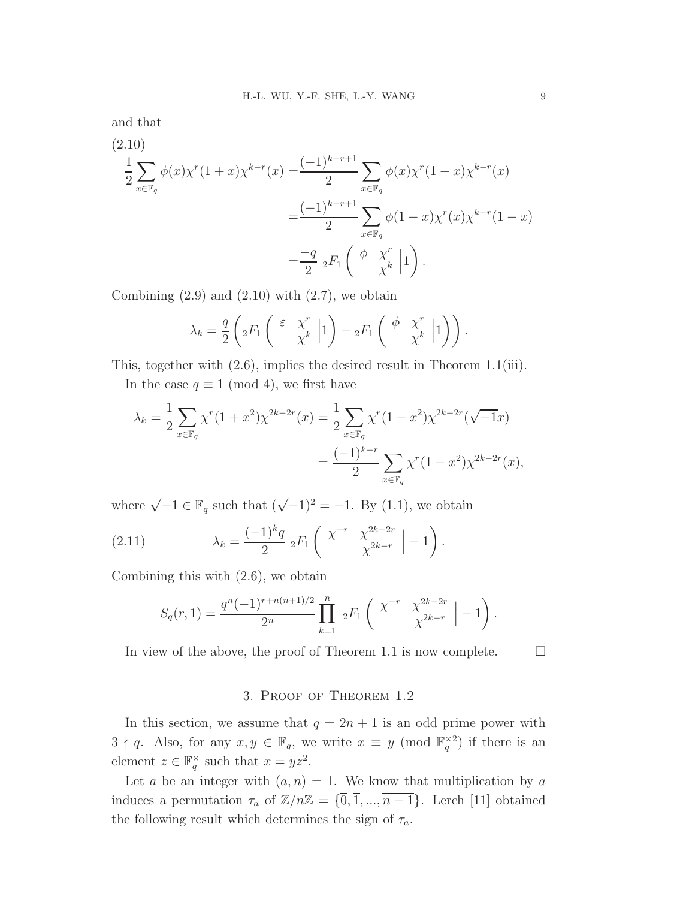and that

(2.10)

$$
\begin{aligned}
\frac{1}{2}\sum_{x\in\mathbb{F}_q}\phi(x)\chi^r(1+x)\chi^{k-r}(x) &= \frac{(-1)^{k-r+1}}{2}\sum_{x\in\mathbb{F}_q}\phi(x)\chi^r(1-x)\chi^{k-r}(x)\\
&= \frac{(-1)^{k-r+1}}{2}\sum_{x\in\mathbb{F}_q}\phi(1-x)\chi^r(x)\chi^{k-r}(1-x)\\
&= \frac{-q}{2}\ {}_2F_1\left(\begin{array}{cc}\phi & \chi^r\\ & \chi^k\end{array}\Big| 1\right).
\end{aligned}
$$

Combining (2.9) and (2.10) with (2.7), we obtain

$$
\lambda_k = \frac{q}{2}\left({}_2F_1\left(\begin{array}{cc}\varepsilon & \chi^r\\ & \chi^k\end{array}\Big| 1\right) - {}_2F_1\left(\begin{array}{cc}\phi & \chi^r\\ & \chi^k\end{array}\Big| 1\right)\right).
$$

This, together with (2.6), implies the desired result in Theorem 1.1(iii).

In the case $q\equiv 1 \pmod 4$, we first have

$$
\begin{aligned}
\lambda_k = \frac{1}{2}\sum_{x\in\mathbb{F}_q}\chi^r(1+x^2)\chi^{2k-2r}(x) &= \frac{1}{2}\sum_{x\in\mathbb{F}_q}\chi^r(1-x^2)\chi^{2k-2r}(\sqrt{-1}x)\\
&= \frac{(-1)^{k-r}}{2}\sum_{x\in\mathbb{F}_q}\chi^r(1-x^2)\chi^{2k-2r}(x),
\end{aligned}
$$

where $\sqrt{-1}\in\mathbb{F}_q$ such that $(\sqrt{-1})^2=-1$. By (1.1), we obtain

$$
\lambda_k = \frac{(-1)^k q}{2}\ {}_2F_1\left(\begin{array}{cc}\chi^{-r} & \chi^{2k-2r}\\ & \chi^{2k-r}\end{array}\Big| -1\right). \tag{2.11}
$$

Combining this with (2.6), we obtain

$$
S_q(r,1) = \frac{q^n(-1)^{r+n(n+1)/2}}{2^n}\prod_{k=1}^{n}\ {}_2F_1\left(\begin{array}{cc}\chi^{-r} & \chi^{2k-2r}\\ & \chi^{2k-r}\end{array}\Big| -1\right).
$$

In view of the above, the proof of Theorem 1.1 is now complete. $\square$

## 3. Proof of Theorem 1.2

In this section, we assume that $q=2n+1$ is an odd prime power with $3\nmid q$. Also, for any $x,y\in\mathbb{F}_q$, we write $x\equiv y \pmod{\mathbb{F}_q^{\times 2}}$ if there is an element $z\in\mathbb{F}_q^{\times}$ such that $x=yz^2$.

Let $a$ be an integer with $(a,n)=1$. We know that multiplication by $a$ induces a permutation $\tau_a$ of $\mathbb{Z}/n\mathbb{Z}=\{\overline{0},\overline{1},...,\overline{n-1}\}$. Lerch [11] obtained the following result which determines the sign of $\tau_a$.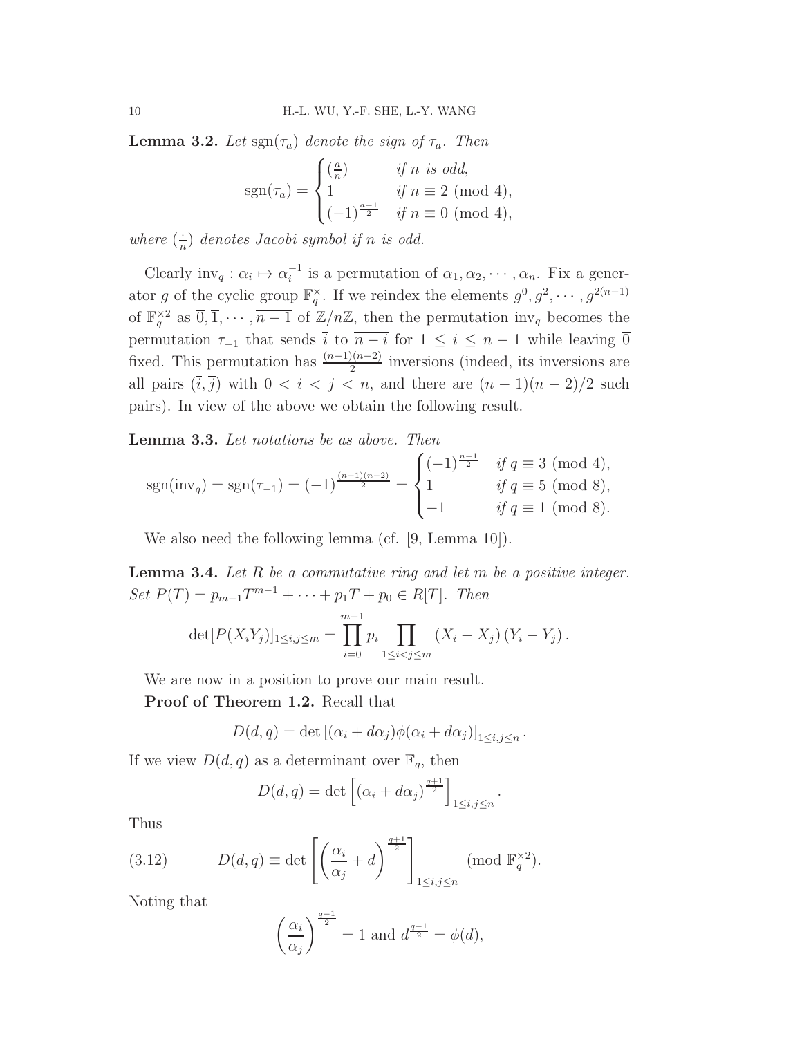**Lemma 3.2.** *Let* $\mathrm{sgn}(\tau_a)$ *denote the sign of* $\tau_a$. *Then*

$$\mathrm{sgn}(\tau_a) = \begin{cases} (\frac{a}{n}) & \text{if } n \text{ is odd,} \\ 1 & \text{if } n \equiv 2 \pmod 4, \\ (-1)^{\frac{a-1}{2}} & \text{if } n \equiv 0 \pmod 4, \end{cases}$$

*where* $(\frac{\cdot}{n})$ *denotes Jacobi symbol if* $n$ *is odd.*

Clearly $\mathrm{inv}_q : \alpha_i \mapsto \alpha_i^{-1}$ is a permutation of $\alpha_1, \alpha_2, \cdots, \alpha_n$. Fix a generator $g$ of the cyclic group $\mathbb{F}_q^\times$. If we reindex the elements $g^0, g^2, \cdots, g^{2(n-1)}$ of $\mathbb{F}_q^{\times 2}$ as $\overline{0}, \overline{1}, \cdots, \overline{n-1}$ of $\mathbb{Z}/n\mathbb{Z}$, then the permutation $\mathrm{inv}_q$ becomes the permutation $\tau_{-1}$ that sends $\overline{i}$ to $\overline{n-i}$ for $1 \le i \le n-1$ while leaving $\overline{0}$ fixed. This permutation has $\frac{(n-1)(n-2)}{2}$ inversions (indeed, its inversions are all pairs $(\overline{i}, \overline{j})$ with $0 < i < j < n$, and there are $(n-1)(n-2)/2$ such pairs). In view of the above we obtain the following result.

**Lemma 3.3.** *Let notations be as above. Then*

$$\mathrm{sgn}(\mathrm{inv}_q) = \mathrm{sgn}(\tau_{-1}) = (-1)^{\frac{(n-1)(n-2)}{2}} = \begin{cases} (-1)^{\frac{n-1}{2}} & \text{if } q \equiv 3 \pmod 4, \\ 1 & \text{if } q \equiv 5 \pmod 8, \\ -1 & \text{if } q \equiv 1 \pmod 8. \end{cases}$$

We also need the following lemma (cf. [9, Lemma 10]).

**Lemma 3.4.** *Let* $R$ *be a commutative ring and let* $m$ *be a positive integer. Set* $P(T) = p_{m-1}T^{m-1} + \cdots + p_1 T + p_0 \in R[T]$. *Then*

$$\det[P(X_iY_j)]_{1 \le i,j \le m} = \prod_{i=0}^{m-1} p_i \prod_{1 \le i < j \le m} (X_i - X_j)(Y_i - Y_j).$$

We are now in a position to prove our main result.

**Proof of Theorem 1.2.** Recall that

$$D(d,q) = \det\left[(\alpha_i + d\alpha_j)\phi(\alpha_i + d\alpha_j)\right]_{1 \le i,j \le n}.$$

If we view $D(d,q)$ as a determinant over $\mathbb{F}_q$, then

$$D(d,q) = \det\left[(\alpha_i + d\alpha_j)^{\frac{q+1}{2}}\right]_{1 \le i,j \le n}.$$

Thus

$$D(d,q) \equiv \det\left[\left(\frac{\alpha_i}{\alpha_j} + d\right)^{\frac{q+1}{2}}\right]_{1 \le i,j \le n} \pmod{\mathbb{F}_q^{\times 2}}. \tag{3.12}$$

Noting that

$$\left(\frac{\alpha_i}{\alpha_j}\right)^{\frac{q-1}{2}} = 1 \text{ and } d^{\frac{q-1}{2}} = \phi(d),$$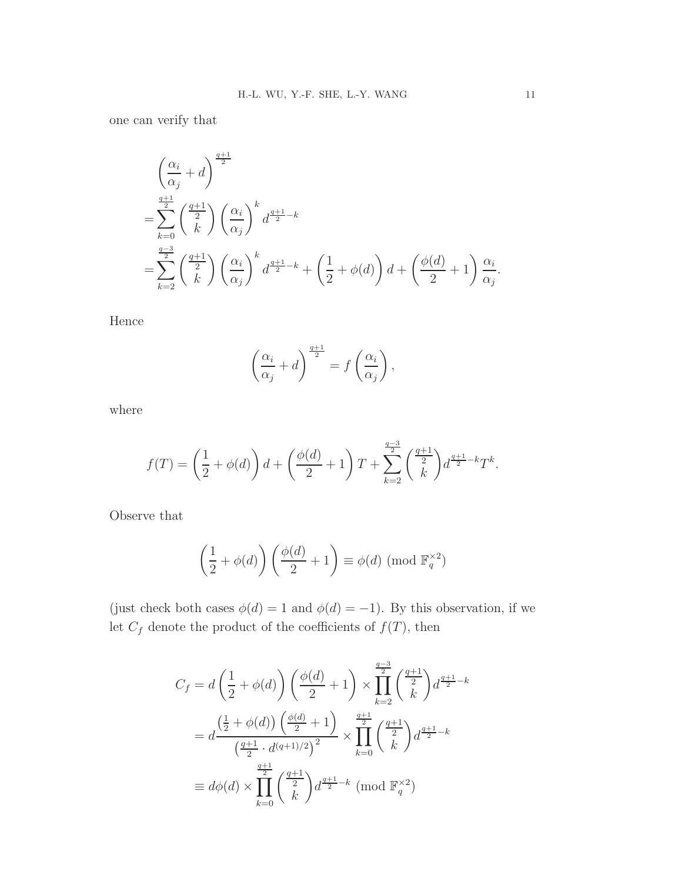one can verify that

$$
\begin{aligned}
&\left(\frac{\alpha_i}{\alpha_j}+d\right)^{\frac{q+1}{2}}\\
=&\sum_{k=0}^{\frac{q+1}{2}}\binom{\frac{q+1}{2}}{k}\left(\frac{\alpha_i}{\alpha_j}\right)^k d^{\frac{q+1}{2}-k}\\
=&\sum_{k=2}^{\frac{q-3}{2}}\binom{\frac{q+1}{2}}{k}\left(\frac{\alpha_i}{\alpha_j}\right)^k d^{\frac{q+1}{2}-k}+\left(\frac{1}{2}+\phi(d)\right)d+\left(\frac{\phi(d)}{2}+1\right)\frac{\alpha_i}{\alpha_j}.
\end{aligned}
$$

Hence

$$
\left(\frac{\alpha_i}{\alpha_j}+d\right)^{\frac{q+1}{2}}=f\left(\frac{\alpha_i}{\alpha_j}\right),
$$

where

$$
f(T)=\left(\frac{1}{2}+\phi(d)\right)d+\left(\frac{\phi(d)}{2}+1\right)T+\sum_{k=2}^{\frac{q-3}{2}}\binom{\frac{q+1}{2}}{k}d^{\frac{q+1}{2}-k}T^k.
$$

Observe that

$$
\left(\frac{1}{2}+\phi(d)\right)\left(\frac{\phi(d)}{2}+1\right)\equiv\phi(d)\ (\mathrm{mod}\ \mathbb{F}_q^{\times 2})
$$

(just check both cases $\phi(d)=1$ and $\phi(d)=-1$). By this observation, if we let $C_f$ denote the product of the coefficients of $f(T)$, then

$$
\begin{aligned}
C_f&=d\left(\frac{1}{2}+\phi(d)\right)\left(\frac{\phi(d)}{2}+1\right)\times\prod_{k=2}^{\frac{q-3}{2}}\binom{\frac{q+1}{2}}{k}d^{\frac{q+1}{2}-k}\\
&=d\frac{\left(\frac{1}{2}+\phi(d)\right)\left(\frac{\phi(d)}{2}+1\right)}{\left(\frac{q+1}{2}\cdot d^{(q+1)/2}\right)^2}\times\prod_{k=0}^{\frac{q+1}{2}}\binom{\frac{q+1}{2}}{k}d^{\frac{q+1}{2}-k}\\
&\equiv d\phi(d)\times\prod_{k=0}^{\frac{q+1}{2}}\binom{\frac{q+1}{2}}{k}d^{\frac{q+1}{2}-k}\ (\mathrm{mod}\ \mathbb{F}_q^{\times 2})
\end{aligned}
$$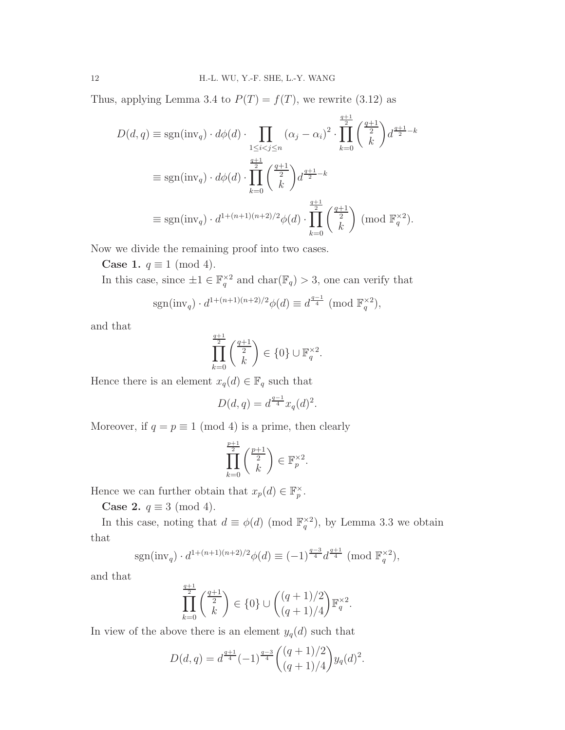Thus, applying Lemma 3.4 to $P(T) = f(T)$, we rewrite (3.12) as

$$
\begin{aligned}
D(d,q) &\equiv \mathrm{sgn}(\mathrm{inv}_q) \cdot d\phi(d) \cdot \prod_{1 \le i < j \le n} (\alpha_j - \alpha_i)^2 \cdot \prod_{k=0}^{\frac{q+1}{2}} \binom{\frac{q+1}{2}}{k} d^{\frac{q+1}{2}-k} \\
&\equiv \mathrm{sgn}(\mathrm{inv}_q) \cdot d\phi(d) \cdot \prod_{k=0}^{\frac{q+1}{2}} \binom{\frac{q+1}{2}}{k} d^{\frac{q+1}{2}-k} \\
&\equiv \mathrm{sgn}(\mathrm{inv}_q) \cdot d^{1+(n+1)(n+2)/2} \phi(d) \cdot \prod_{k=0}^{\frac{q+1}{2}} \binom{\frac{q+1}{2}}{k} \pmod{\mathbb{F}_q^{\times 2}}.
\end{aligned}
$$

Now we divide the remaining proof into two cases.

**Case 1.** $q \equiv 1 \pmod 4$.

In this case, since $\pm 1 \in \mathbb{F}_q^{\times 2}$ and $\mathrm{char}(\mathbb{F}_q) > 3$, one can verify that

$$\mathrm{sgn}(\mathrm{inv}_q) \cdot d^{1+(n+1)(n+2)/2} \phi(d) \equiv d^{\frac{q-1}{4}} \pmod{\mathbb{F}_q^{\times 2}},$$

and that

$$\prod_{k=0}^{\frac{q+1}{2}} \binom{\frac{q+1}{2}}{k} \in \{0\} \cup \mathbb{F}_q^{\times 2}.$$

Hence there is an element $x_q(d) \in \mathbb{F}_q$ such that

$$D(d,q) = d^{\frac{q-1}{4}} x_q(d)^2.$$

Moreover, if $q = p \equiv 1 \pmod 4$ is a prime, then clearly

$$\prod_{k=0}^{\frac{p+1}{2}} \binom{\frac{p+1}{2}}{k} \in \mathbb{F}_p^{\times 2}.$$

Hence we can further obtain that $x_p(d) \in \mathbb{F}_p^{\times}$.

**Case 2.** $q \equiv 3 \pmod 4$.

In this case, noting that $d \equiv \phi(d) \pmod{\mathbb{F}_q^{\times 2}}$, by Lemma 3.3 we obtain that

$$\mathrm{sgn}(\mathrm{inv}_q) \cdot d^{1+(n+1)(n+2)/2} \phi(d) \equiv (-1)^{\frac{q-3}{4}} d^{\frac{q+1}{4}} \pmod{\mathbb{F}_q^{\times 2}},$$

and that

$$\prod_{k=0}^{\frac{q+1}{2}} \binom{\frac{q+1}{2}}{k} \in \{0\} \cup \binom{(q+1)/2}{(q+1)/4} \mathbb{F}_q^{\times 2}.$$

In view of the above there is an element $y_q(d)$ such that

$$D(d,q) = d^{\frac{q+1}{4}} (-1)^{\frac{q-3}{4}} \binom{(q+1)/2}{(q+1)/4} y_q(d)^2.$$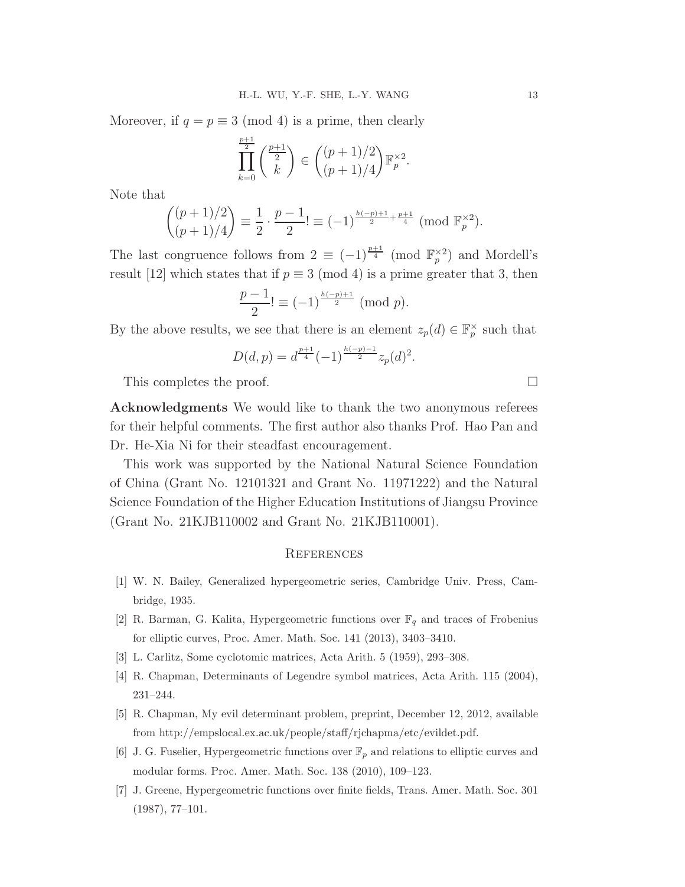Moreover, if $q = p \equiv 3 \pmod 4$ is a prime, then clearly

$$\prod_{k=0}^{\frac{p+1}{2}} \binom{\frac{p+1}{2}}{k} \in \binom{(p+1)/2}{(p+1)/4} \mathbb{F}_p^{\times 2}.$$

Note that

$$\binom{(p+1)/2}{(p+1)/4} \equiv \frac{1}{2} \cdot \frac{p-1}{2}! \equiv (-1)^{\frac{h(-p)+1}{2} + \frac{p+1}{4}} \pmod{\mathbb{F}_p^{\times 2}}.$$

The last congruence follows from $2 \equiv (-1)^{\frac{p+1}{4}} \pmod{\mathbb{F}_p^{\times 2}}$ and Mordell's result [12] which states that if $p \equiv 3 \pmod 4$ is a prime greater that 3, then

$$\frac{p-1}{2}! \equiv (-1)^{\frac{h(-p)+1}{2}} \pmod p.$$

By the above results, we see that there is an element $z_p(d) \in \mathbb{F}_p^{\times}$ such that

$$D(d,p) = d^{\frac{p+1}{4}} (-1)^{\frac{h(-p)-1}{2}} z_p(d)^2.$$

This completes the proof. □

**Acknowledgments** We would like to thank the two anonymous referees for their helpful comments. The first author also thanks Prof. Hao Pan and Dr. He-Xia Ni for their steadfast encouragement.

This work was supported by the National Natural Science Foundation of China (Grant No. 12101321 and Grant No. 11971222) and the Natural Science Foundation of the Higher Education Institutions of Jiangsu Province (Grant No. 21KJB110002 and Grant No. 21KJB110001).

## References

[1] W. N. Bailey, Generalized hypergeometric series, Cambridge Univ. Press, Cambridge, 1935.

[2] R. Barman, G. Kalita, Hypergeometric functions over $\mathbb{F}_q$ and traces of Frobenius for elliptic curves, Proc. Amer. Math. Soc. 141 (2013), 3403–3410.

[3] L. Carlitz, Some cyclotomic matrices, Acta Arith. 5 (1959), 293–308.

[4] R. Chapman, Determinants of Legendre symbol matrices, Acta Arith. 115 (2004), 231–244.

[5] R. Chapman, My evil determinant problem, preprint, December 12, 2012, available from http://empslocal.ex.ac.uk/people/staff/rjchapma/etc/evildet.pdf.

[6] J. G. Fuselier, Hypergeometric functions over $\mathbb{F}_p$ and relations to elliptic curves and modular forms. Proc. Amer. Math. Soc. 138 (2010), 109–123.

[7] J. Greene, Hypergeometric functions over finite fields, Trans. Amer. Math. Soc. 301 (1987), 77–101.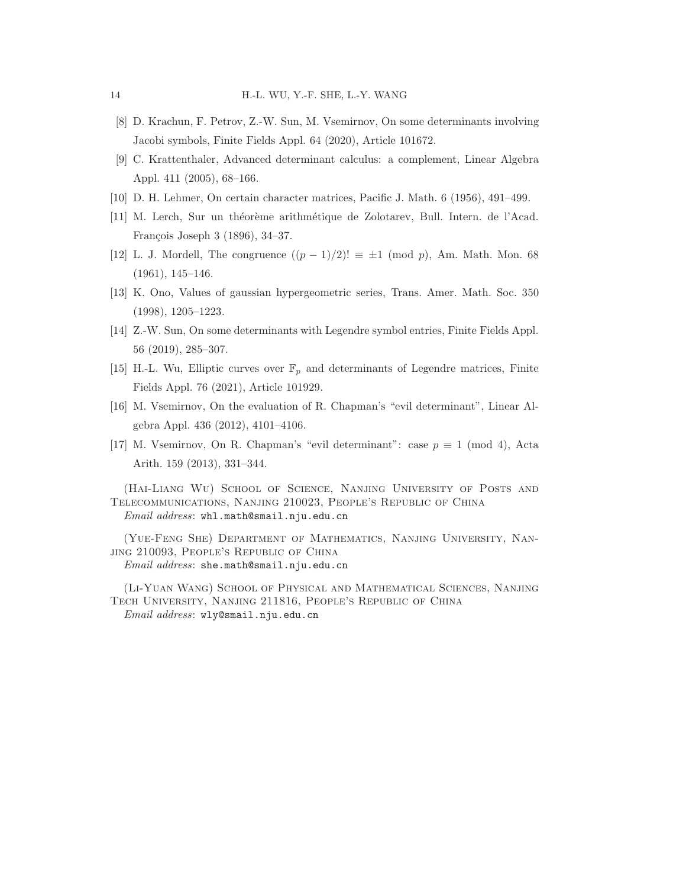[8] D. Krachun, F. Petrov, Z.-W. Sun, M. Vsemirnov, On some determinants involving Jacobi symbols, Finite Fields Appl. 64 (2020), Article 101672.

[9] C. Krattenthaler, Advanced determinant calculus: a complement, Linear Algebra Appl. 411 (2005), 68–166.

[10] D. H. Lehmer, On certain character matrices, Pacific J. Math. 6 (1956), 491–499.

[11] M. Lerch, Sur un théorème arithmétique de Zolotarev, Bull. Intern. de l'Acad. François Joseph 3 (1896), 34–37.

[12] L. J. Mordell, The congruence $((p-1)/2)! \equiv \pm 1 \pmod p$, Am. Math. Mon. 68 (1961), 145–146.

[13] K. Ono, Values of gaussian hypergeometric series, Trans. Amer. Math. Soc. 350 (1998), 1205–1223.

[14] Z.-W. Sun, On some determinants with Legendre symbol entries, Finite Fields Appl. 56 (2019), 285–307.

[15] H.-L. Wu, Elliptic curves over $\mathbb{F}_p$ and determinants of Legendre matrices, Finite Fields Appl. 76 (2021), Article 101929.

[16] M. Vsemirnov, On the evaluation of R. Chapman's "evil determinant", Linear Algebra Appl. 436 (2012), 4101–4106.

[17] M. Vsemirnov, On R. Chapman's "evil determinant": case $p \equiv 1 \pmod 4$, Acta Arith. 159 (2013), 331–344.

(Hai-Liang Wu) School of Science, Nanjing University of Posts and Telecommunications, Nanjing 210023, People's Republic of China
*Email address*: whl.math@smail.nju.edu.cn

(Yue-Feng She) Department of Mathematics, Nanjing University, Nanjing 210093, People's Republic of China
*Email address*: she.math@smail.nju.edu.cn

(Li-Yuan Wang) School of Physical and Mathematical Sciences, Nanjing Tech University, Nanjing 211816, People's Republic of China
*Email address*: wly@smail.nju.edu.cn